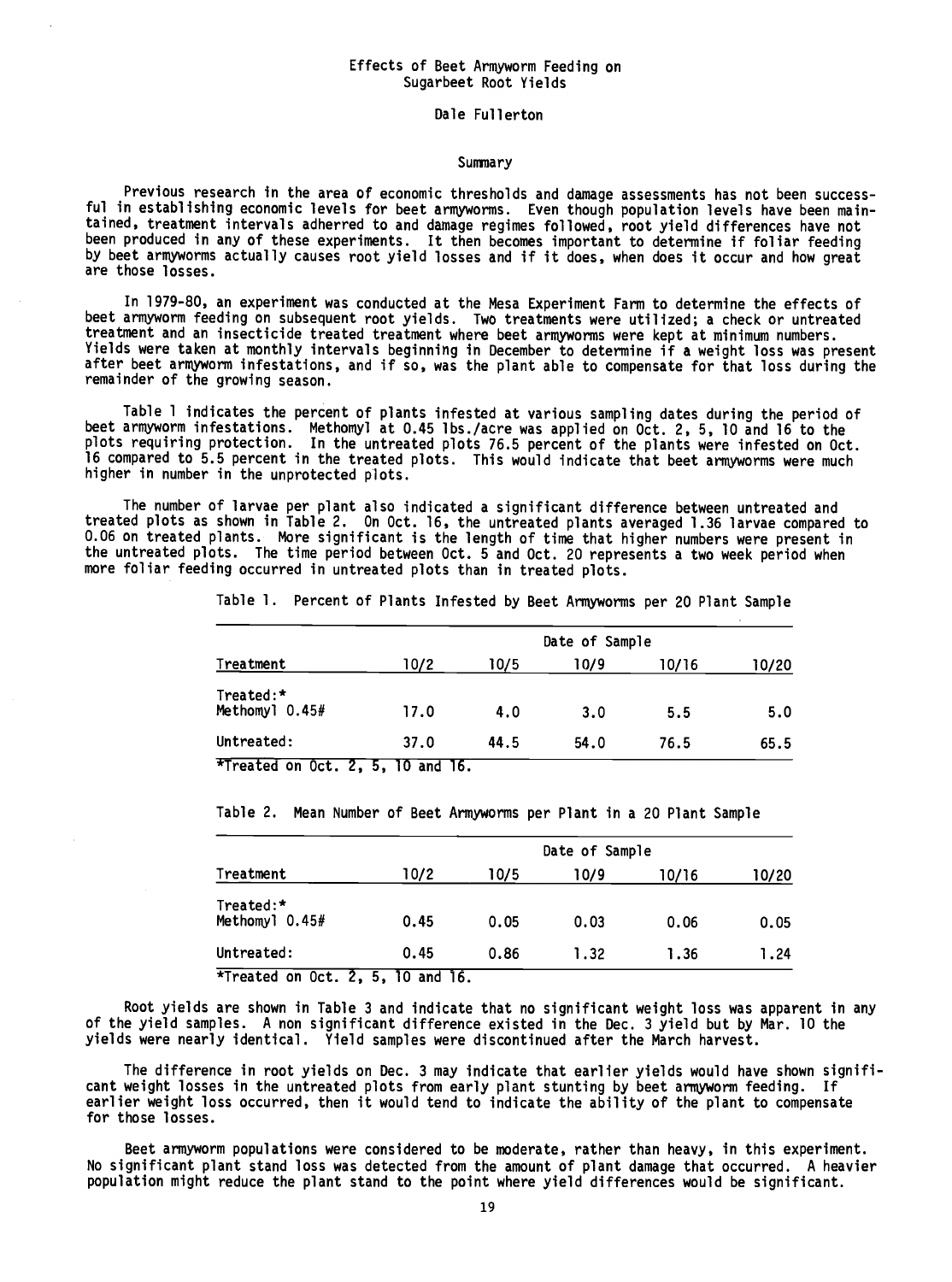# Effects of Beet Armyworm Feeding on Sugarbeet Root Yields

Dale Fullerton

## Summary

Previous research in the area of economic thresholds and damage assessments has not been successful in establishing economic levels for beet armyworms. Even though population levels have been maintained, treatment intervals adherred to and damage regimes followed, root yield differences have not been produced in any of these experiments. It then becomes important to determine if foliar feeding by beet armyworms actually causes root yield losses and if it does, when does it occur and how great are those losses.

In 1979-80, an experiment was conducted at the Mesa Experiment Farm to determine the effects of beet armyworm feeding on subsequent root yields. Two treatments were utilized; a check or untreated treatment and an insecticide treated treatment where beet armyworms were kept at minimum numbers. Yields were taken at monthly intervals beginning in December to determine if a weight loss was present after beet armyworm infestations, and if so, was the plant able to compensate for that loss during the remainder of the growing season.

Table 1 indicates the percent of plants infested at various sampling dates during the period of beet armyworm infestations. Methomyl at 0.45 lbs./acre was applied on Oct. 2, 5, 10 and 16 to the plots requiring protection. In the untreated plots 76.5 percent of the plants were infested on Oct. 16 compared to 5.5 percent in the treated plots. This would indicate that beet armyworms were much higher in number in the unprotected plots.

The number of larvae per plant also indicated a significant difference between untreated and treated plots as shown in Table 2. On Oct. 16, the untreated plants averaged 1.36 larvae compared to 0.06 on treated plants. More significant is the length of time that higher numbers were present in the untreated plots. The time period between Oct. 5 and Oct. 20 represents a two week period when more foliar feeding occurred in untreated plots than in treated plots.

Table 1. Percent of Plants Infested by Beet Armyworms per 20 Plant Sample

| | Date of Sample | | | | |
|---|---|---|---|---|---|
| Treatment | 10/2 | 10/5 | 10/9 | 10/16 | 10/20 |
| Treated:* Methomyl 0.45# | 17.0 | 4.0 | 3.0 | 5.5 | 5.0 |
| Untreated: | 37.0 | 44.5 | 54.0 | 76.5 | 65.5 |

*Treated on Oct. 2, 5, 10 and 16.

Table 2. Mean Number of Beet Armyworms per Plant in a 20 Plant Sample

| | Date of Sample | | | | |
|---|---|---|---|---|---|
| Treatment | 10/2 | 10/5 | 10/9 | 10/16 | 10/20 |
| Treated:* Methomyl 0.45# | 0.45 | 0.05 | 0.03 | 0.06 | 0.05 |
| Untreated: | 0.45 | 0.86 | 1.32 | 1.36 | 1.24 |

*Treated on Oct. 2, 5, 10 and 16.

Root yields are shown in Table 3 and indicate that no significant weight loss was apparent in any of the yield samples. A non significant difference existed in the Dec. 3 yield but by Mar. 10 the yields were nearly identical. Yield samples were discontinued after the March harvest.

The difference in root yields on Dec. 3 may indicate that earlier yields would have shown significant weight losses in the untreated plots from early plant stunting by beet armyworm feeding. If earlier weight loss occurred, then it would tend to indicate the ability of the plant to compensate for those losses.

Beet armyworm populations were considered to be moderate, rather than heavy, in this experiment. No significant plant stand loss was detected from the amount of plant damage that occurred. A heavier population might reduce the plant stand to the point where yield differences would be significant.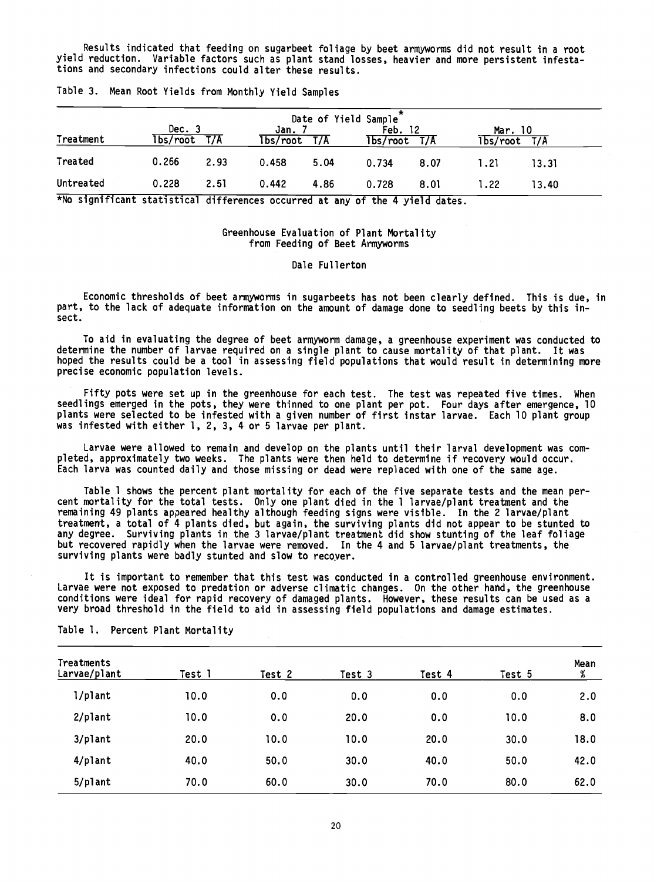Results indicated that feeding on sugarbeet foliage by beet armyworms did not result in a root yield reduction. Variable factors such as plant stand losses, heavier and more persistent infestations and secondary infections could alter these results.

Table 3. Mean Root Yields from Monthly Yield Samples

| Treatment | Date of Yield Sample* Dec. 3 lbs/root | T/A | Jan. 7 lbs/root | T/A | Feb. 12 lbs/root | T/A | Mar. 10 lbs/root | T/A |
|---|---|---|---|---|---|---|---|---|
| Treated | 0.266 | 2.93 | 0.458 | 5.04 | 0.734 | 8.07 | 1.21 | 13.31 |
| Untreated | 0.228 | 2.51 | 0.442 | 4.86 | 0.728 | 8.01 | 1.22 | 13.40 |

*No significant statistical differences occurred at any of the 4 yield dates.

## Greenhouse Evaluation of Plant Mortality from Feeding of Beet Armyworms

Dale Fullerton

Economic thresholds of beet armyworms in sugarbeets has not been clearly defined. This is due, in part, to the lack of adequate information on the amount of damage done to seedling beets by this insect.

To aid in evaluating the degree of beet armyworm damage, a greenhouse experiment was conducted to determine the number of larvae required on a single plant to cause mortality of that plant. It was hoped the results could be a tool in assessing field populations that would result in determining more precise economic population levels.

Fifty pots were set up in the greenhouse for each test. The test was repeated five times. When seedlings emerged in the pots, they were thinned to one plant per pot. Four days after emergence, 10 plants were selected to be infested with a given number of first instar larvae. Each 10 plant group was infested with either 1, 2, 3, 4 or 5 larvae per plant.

Larvae were allowed to remain and develop on the plants until their larval development was completed, approximately two weeks. The plants were then held to determine if recovery would occur. Each larva was counted daily and those missing or dead were replaced with one of the same age.

Table 1 shows the percent plant mortality for each of the five separate tests and the mean percent mortality for the total tests. Only one plant died in the 1 larvae/plant treatment and the remaining 49 plants appeared healthy although feeding signs were visible. In the 2 larvae/plant treatment, a total of 4 plants died, but again, the surviving plants did not appear to be stunted to any degree. Surviving plants in the 3 larvae/plant treatment did show stunting of the leaf foliage but recovered rapidly when the larvae were removed. In the 4 and 5 larvae/plant treatments, the surviving plants were badly stunted and slow to recover.

It is important to remember that this test was conducted in a controlled greenhouse environment. Larvae were not exposed to predation or adverse climatic changes. On the other hand, the greenhouse conditions were ideal for rapid recovery of damaged plants. However, these results can be used as a very broad threshold in the field to aid in assessing field populations and damage estimates.

Table 1. Percent Plant Mortality

| Treatments Larvae/plant | Test 1 | Test 2 | Test 3 | Test 4 | Test 5 | Mean % |
|---|---|---|---|---|---|---|
| 1/plant | 10.0 | 0.0 | 0.0 | 0.0 | 0.0 | 2.0 |
| 2/plant | 10.0 | 0.0 | 20.0 | 0.0 | 10.0 | 8.0 |
| 3/plant | 20.0 | 10.0 | 10.0 | 20.0 | 30.0 | 18.0 |
| 4/plant | 40.0 | 50.0 | 30.0 | 40.0 | 50.0 | 42.0 |
| 5/plant | 70.0 | 60.0 | 30.0 | 70.0 | 80.0 | 62.0 |